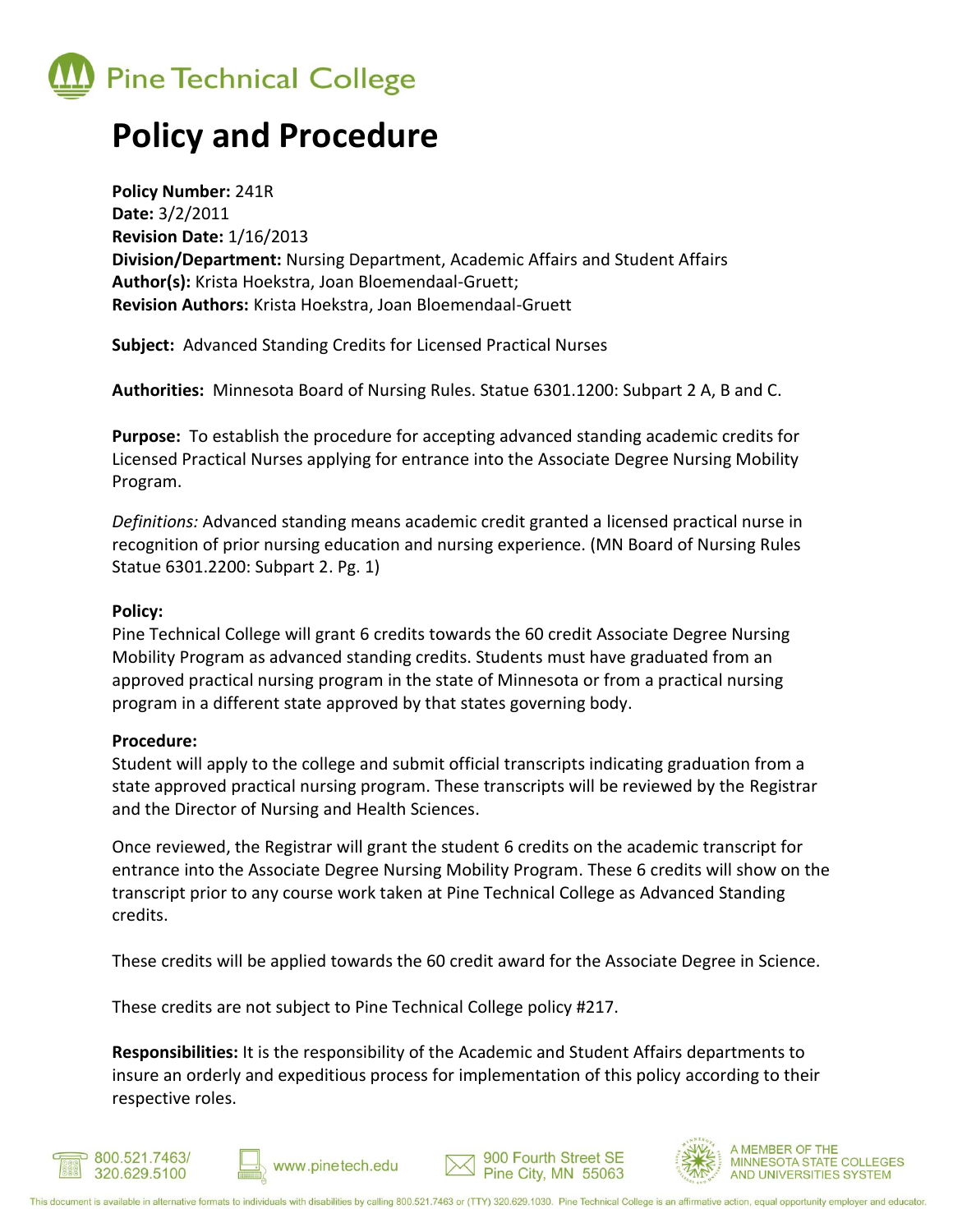Pine Technical College

# Policy and Procedure

**Policy Number:** 241R
**Date:** 3/2/2011
**Revision Date:** 1/16/2013
**Division/Department:** Nursing Department, Academic Affairs and Student Affairs
**Author(s):** Krista Hoekstra, Joan Bloemendaal-Gruett;
**Revision Authors:** Krista Hoekstra, Joan Bloemendaal-Gruett

**Subject:** Advanced Standing Credits for Licensed Practical Nurses

**Authorities:** Minnesota Board of Nursing Rules. Statue 6301.1200: Subpart 2 A, B and C.

**Purpose:** To establish the procedure for accepting advanced standing academic credits for Licensed Practical Nurses applying for entrance into the Associate Degree Nursing Mobility Program.

*Definitions:* Advanced standing means academic credit granted a licensed practical nurse in recognition of prior nursing education and nursing experience. (MN Board of Nursing Rules Statue 6301.2200: Subpart 2. Pg. 1)

**Policy:**
Pine Technical College will grant 6 credits towards the 60 credit Associate Degree Nursing Mobility Program as advanced standing credits. Students must have graduated from an approved practical nursing program in the state of Minnesota or from a practical nursing program in a different state approved by that states governing body.

**Procedure:**
Student will apply to the college and submit official transcripts indicating graduation from a state approved practical nursing program. These transcripts will be reviewed by the Registrar and the Director of Nursing and Health Sciences.

Once reviewed, the Registrar will grant the student 6 credits on the academic transcript for entrance into the Associate Degree Nursing Mobility Program. These 6 credits will show on the transcript prior to any course work taken at Pine Technical College as Advanced Standing credits.

These credits will be applied towards the 60 credit award for the Associate Degree in Science.

These credits are not subject to Pine Technical College policy #217.

**Responsibilities:** It is the responsibility of the Academic and Student Affairs departments to insure an orderly and expeditious process for implementation of this policy according to their respective roles.

800.521.7463/ 320.629.5100 | www.pinetech.edu | 900 Fourth Street SE Pine City, MN 55063 | A MEMBER OF THE MINNESOTA STATE COLLEGES AND UNIVERSITIES SYSTEM

This document is available in alternative formats to individuals with disabilities by calling 800.521.7463 or (TTY) 320.629.1030. Pine Technical College is an affirmative action, equal opportunity employer and educator.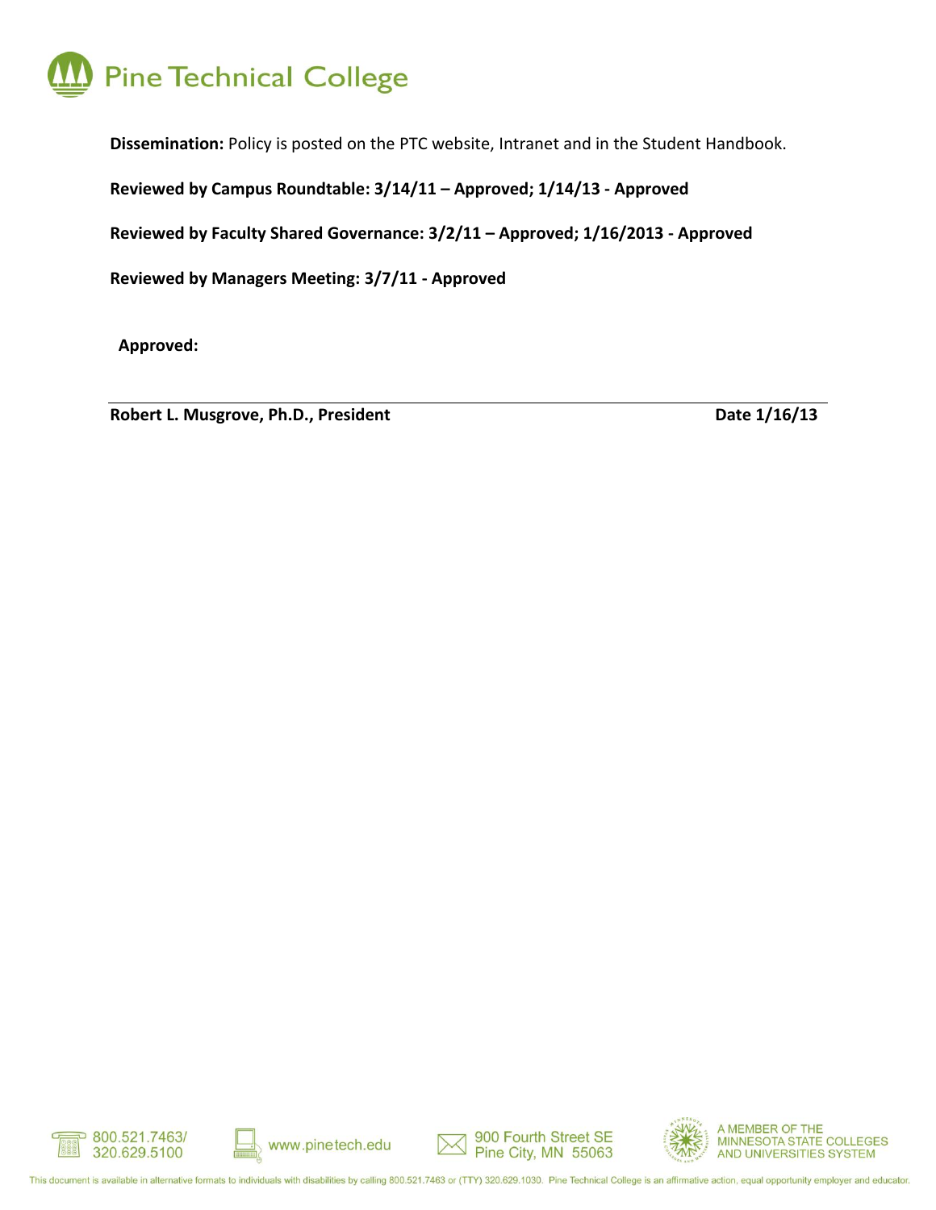**Dissemination:** Policy is posted on the PTC website, Intranet and in the Student Handbook.

**Reviewed by Campus Roundtable: 3/14/11 – Approved; 1/14/13 - Approved**

**Reviewed by Faculty Shared Governance: 3/2/11 – Approved; 1/16/2013 - Approved**

**Reviewed by Managers Meeting: 3/7/11 - Approved**

**Approved:**

---

**Robert L. Musgrove, Ph.D., President** **Date 1/16/13**